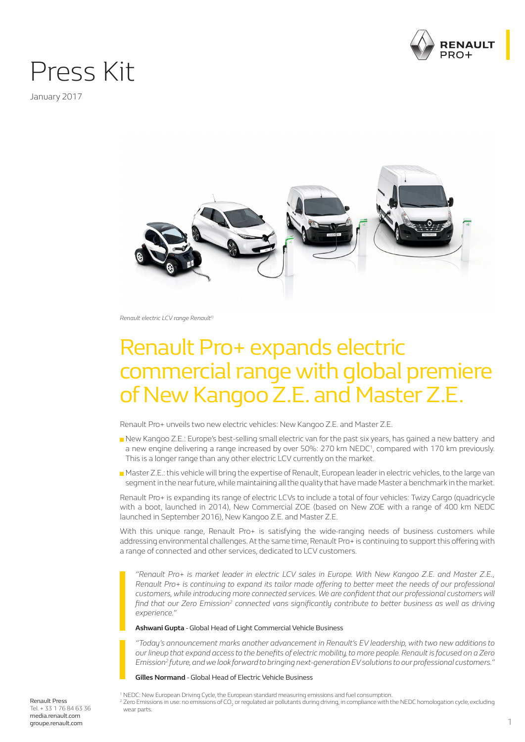# Press Kit

January 2017

*Renault electric LCV range Renault©*

# Renault Pro+ expands electric commercial range with global premiere of New Kangoo Z.E. and Master Z.E.

Renault Pro+ unveils two new electric vehicles: New Kangoo Z.E. and Master Z.E.

- New Kangoo Z.E.: Europe's best-selling small electric van for the past six years, has gained a new battery and a new engine delivering a range increased by over 50%: 270 km NEDC[1], compared with 170 km previously. This is a longer range than any other electric LCV currently on the market.
- Master Z.E.: this vehicle will bring the expertise of Renault, European leader in electric vehicles, to the large van segment in the near future, while maintaining all the quality that have made Master a benchmark in the market.

Renault Pro+ is expanding its range of electric LCVs to include a total of four vehicles: Twizy Cargo (quadricycle with a boot, launched in 2014), New Commercial ZOE (based on New ZOE with a range of 400 km NEDC launched in September 2016), New Kangoo Z.E. and Master Z.E.

With this unique range, Renault Pro+ is satisfying the wide-ranging needs of business customers while addressing environmental challenges. At the same time, Renault Pro+ is continuing to support this offering with a range of connected and other services, dedicated to LCV customers.

> *"Renault Pro+ is market leader in electric LCV sales in Europe. With New Kangoo Z.E. and Master Z.E., Renault Pro+ is continuing to expand its tailor made offering to better meet the needs of our professional customers, while introducing more connected services. We are confident that our professional customers will find that our Zero Emission[2] connected vans significantly contribute to better business as well as driving experience."*
>
> **Ashwani Gupta** - Global Head of Light Commercial Vehicle Business

> *"Today's announcement marks another advancement in Renault's EV leadership, with two new additions to our lineup that expand access to the benefits of electric mobility, to more people. Renault is focused on a Zero Emission[2] future, and we look forward to bringing next-generation EV solutions to our professional customers."*
>
> **Gilles Normand** - Global Head of Electric Vehicle Business

[1] NEDC: New European Driving Cycle, the European standard measuring emissions and fuel consumption.
[2] Zero Emissions in use: no emissions of $CO_2$ or regulated air pollutants during driving, in compliance with the NEDC homologation cycle, excluding wear parts.

Renault Press
Tel. + 33 1 76 84 63 36
media.renault.com
groupe.renault.com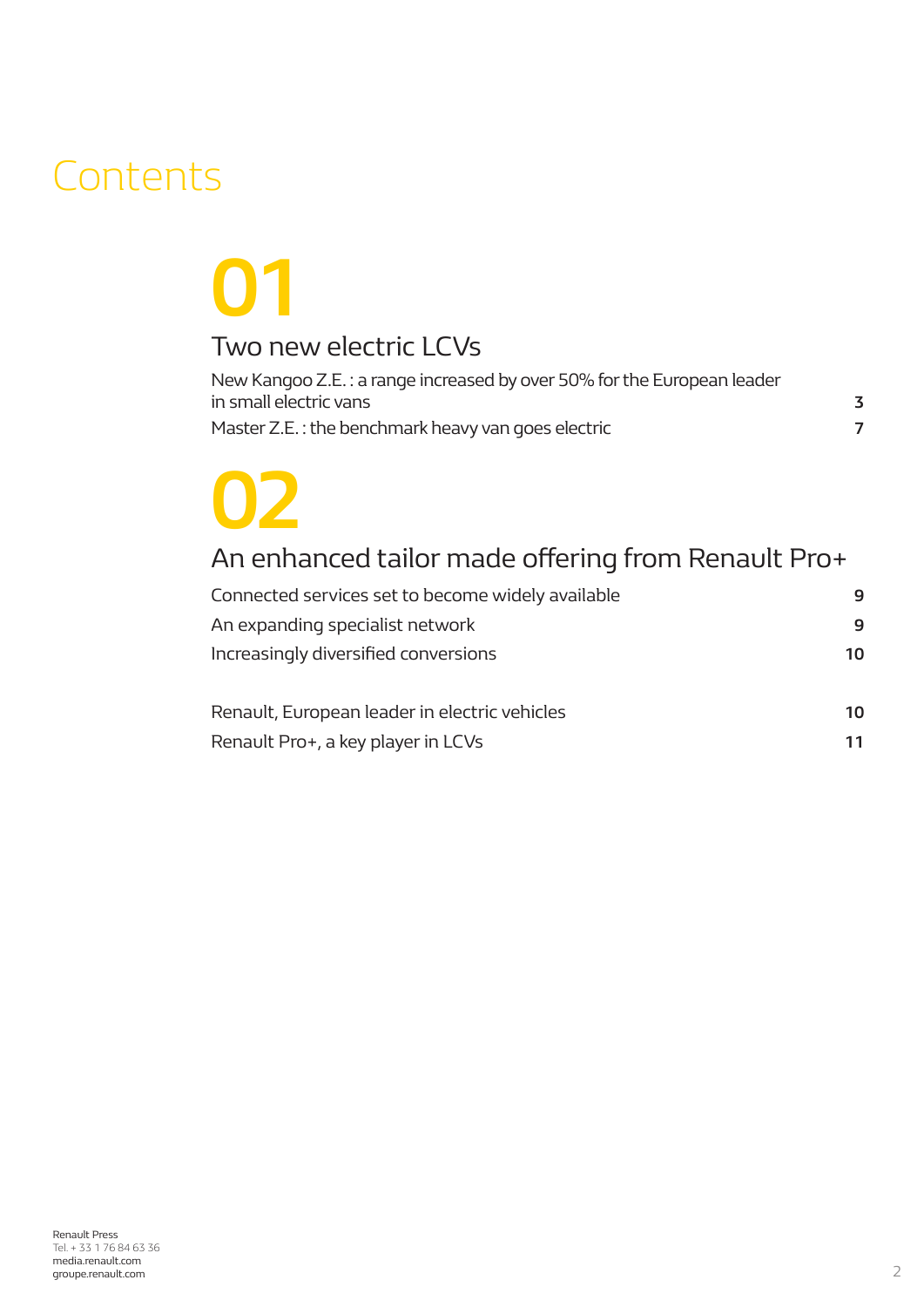# Contents

## 01

### Two new electric LCVs

| | |
|---|---|
| New Kangoo Z.E. : a range increased by over 50% for the European leader in small electric vans | **3** |
| Master Z.E. : the benchmark heavy van goes electric | **7** |

## 02

### An enhanced tailor made offering from Renault Pro+

| | |
|---|---|
| Connected services set to become widely available | **9** |
| An expanding specialist network | **9** |
| Increasingly diversified conversions | **10** |

| | |
|---|---|
| Renault, European leader in electric vehicles | **10** |
| Renault Pro+, a key player in LCVs | **11** |

Renault Press
Tel. + 33 1 76 84 63 36
media.renault.com
groupe.renault.com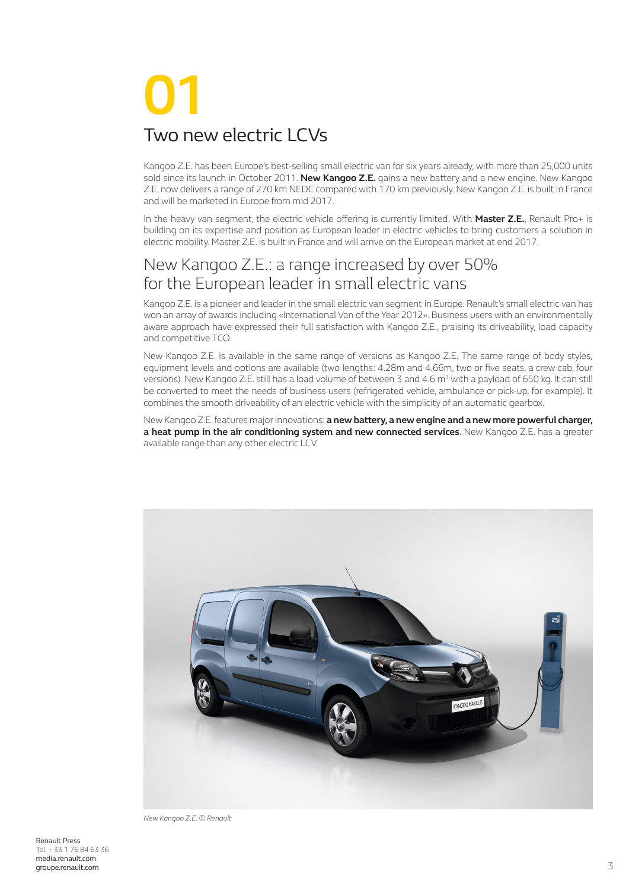# 01

## Two new electric LCVs

Kangoo Z.E. has been Europe's best-selling small electric van for six years already, with more than 25,000 units sold since its launch in October 2011. **New Kangoo Z.E.** gains a new battery and a new engine. New Kangoo Z.E. now delivers a range of 270 km NEDC compared with 170 km previously. New Kangoo Z.E. is built in France and will be marketed in Europe from mid 2017.

In the heavy van segment, the electric vehicle offering is currently limited. With **Master Z.E.**, Renault Pro+ is building on its expertise and position as European leader in electric vehicles to bring customers a solution in electric mobility. Master Z.E. is built in France and will arrive on the European market at end 2017.

## New Kangoo Z.E.: a range increased by over 50% for the European leader in small electric vans

Kangoo Z.E. is a pioneer and leader in the small electric van segment in Europe. Renault's small electric van has won an array of awards including «International Van of the Year 2012». Business users with an environmentally aware approach have expressed their full satisfaction with Kangoo Z.E., praising its driveability, load capacity and competitive TCO.

New Kangoo Z.E. is available in the same range of versions as Kangoo Z.E. The same range of body styles, equipment levels and options are available (two lengths: 4.28m and 4.66m, two or five seats, a crew cab, four versions). New Kangoo Z.E. still has a load volume of between 3 and 4.6 m$^3$ with a payload of 650 kg. It can still be converted to meet the needs of business users (refrigerated vehicle, ambulance or pick-up, for example). It combines the smooth driveability of an electric vehicle with the simplicity of an automatic gearbox.

New Kangoo Z.E. features major innovations: **a new battery, a new engine and a new more powerful charger, a heat pump in the air conditioning system and new connected services**. New Kangoo Z.E. has a greater available range than any other electric LCV.

*New Kangoo Z.E. © Renault*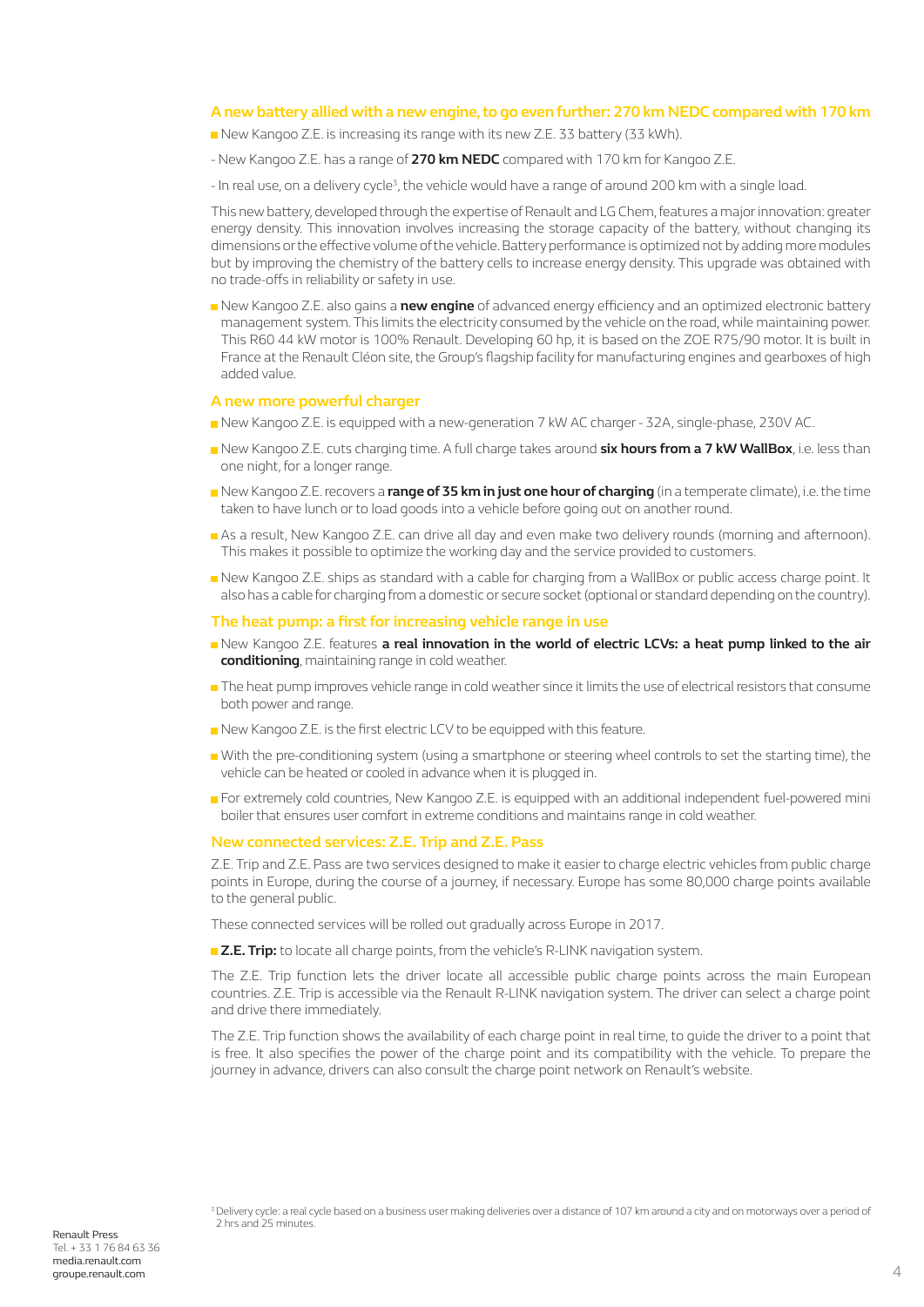## A new battery allied with a new engine, to go even further: 270 km NEDC compared with 170 km

- New Kangoo Z.E. is increasing its range with its new Z.E. 33 battery (33 kWh).

- New Kangoo Z.E. has a range of **270 km NEDC** compared with 170 km for Kangoo Z.E.

- In real use, on a delivery cycle[3], the vehicle would have a range of around 200 km with a single load.

This new battery, developed through the expertise of Renault and LG Chem, features a major innovation: greater energy density. This innovation involves increasing the storage capacity of the battery, without changing its dimensions or the effective volume of the vehicle. Battery performance is optimized not by adding more modules but by improving the chemistry of the battery cells to increase energy density. This upgrade was obtained with no trade-offs in reliability or safety in use.

- New Kangoo Z.E. also gains a **new engine** of advanced energy efficiency and an optimized electronic battery management system. This limits the electricity consumed by the vehicle on the road, while maintaining power. This R60 44 kW motor is 100% Renault. Developing 60 hp, it is based on the ZOE R75/90 motor. It is built in France at the Renault Cléon site, the Group's flagship facility for manufacturing engines and gearboxes of high added value.

## A new more powerful charger

- New Kangoo Z.E. is equipped with a new-generation 7 kW AC charger - 32A, single-phase, 230V AC.
- New Kangoo Z.E. cuts charging time. A full charge takes around **six hours from a 7 kW WallBox**, i.e. less than one night, for a longer range.
- New Kangoo Z.E. recovers a **range of 35 km in just one hour of charging** (in a temperate climate), i.e. the time taken to have lunch or to load goods into a vehicle before going out on another round.
- As a result, New Kangoo Z.E. can drive all day and even make two delivery rounds (morning and afternoon). This makes it possible to optimize the working day and the service provided to customers.
- New Kangoo Z.E. ships as standard with a cable for charging from a WallBox or public access charge point. It also has a cable for charging from a domestic or secure socket (optional or standard depending on the country).

## The heat pump: a first for increasing vehicle range in use

- New Kangoo Z.E. features **a real innovation in the world of electric LCVs: a heat pump linked to the air conditioning**, maintaining range in cold weather.
- The heat pump improves vehicle range in cold weather since it limits the use of electrical resistors that consume both power and range.
- New Kangoo Z.E. is the first electric LCV to be equipped with this feature.
- With the pre-conditioning system (using a smartphone or steering wheel controls to set the starting time), the vehicle can be heated or cooled in advance when it is plugged in.
- For extremely cold countries, New Kangoo Z.E. is equipped with an additional independent fuel-powered mini boiler that ensures user comfort in extreme conditions and maintains range in cold weather.

## New connected services: Z.E. Trip and Z.E. Pass

Z.E. Trip and Z.E. Pass are two services designed to make it easier to charge electric vehicles from public charge points in Europe, during the course of a journey, if necessary. Europe has some 80,000 charge points available to the general public.

These connected services will be rolled out gradually across Europe in 2017.

- **Z.E. Trip:** to locate all charge points, from the vehicle's R-LINK navigation system.

The Z.E. Trip function lets the driver locate all accessible public charge points across the main European countries. Z.E. Trip is accessible via the Renault R-LINK navigation system. The driver can select a charge point and drive there immediately.

The Z.E. Trip function shows the availability of each charge point in real time, to guide the driver to a point that is free. It also specifies the power of the charge point and its compatibility with the vehicle. To prepare the journey in advance, drivers can also consult the charge point network on Renault's website.

[3] Delivery cycle: a real cycle based on a business user making deliveries over a distance of 107 km around a city and on motorways over a period of 2 hrs and 25 minutes.

Renault Press
Tel. + 33 1 76 84 63 36
media.renault.com
groupe.renault.com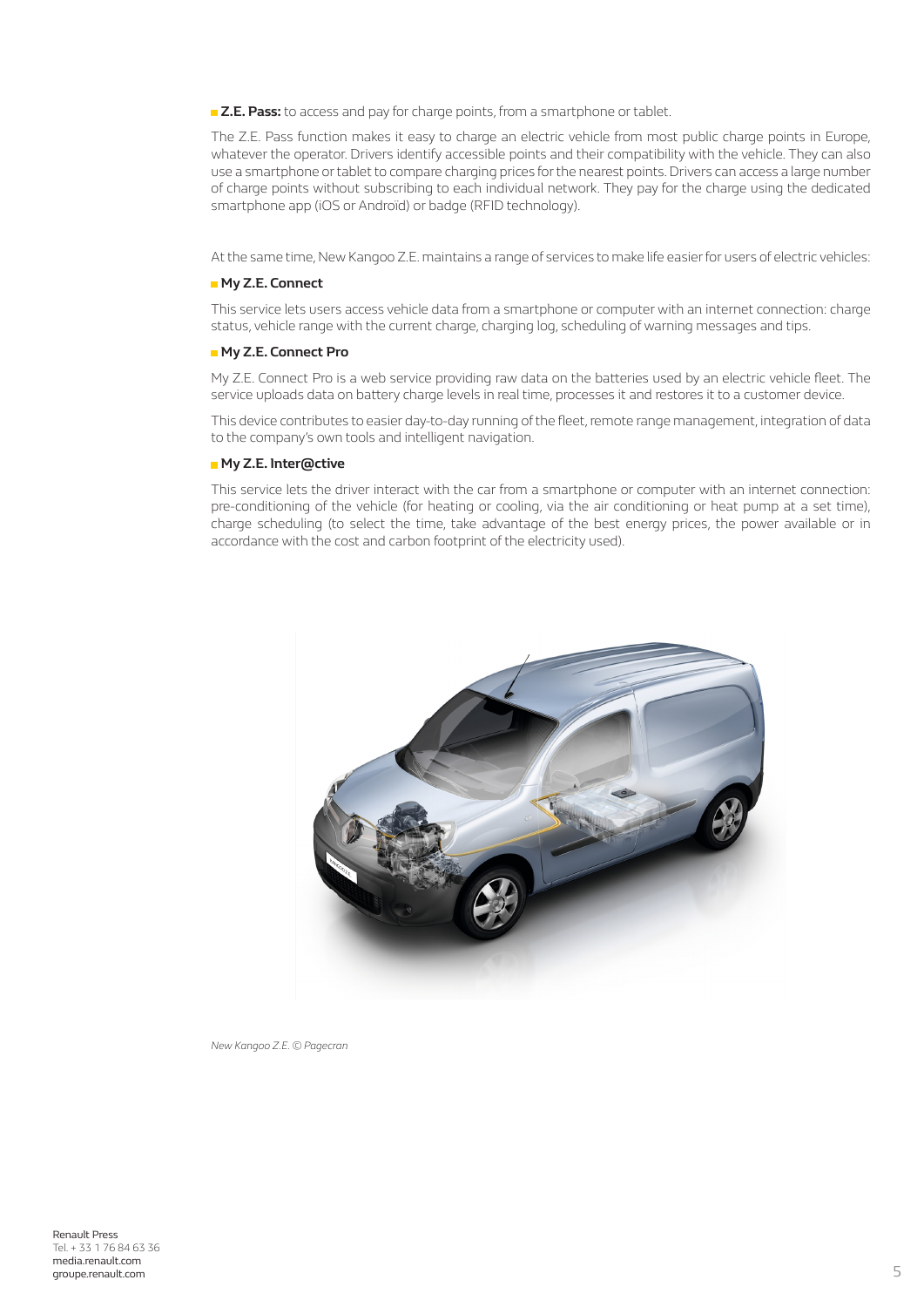**Z.E. Pass:** to access and pay for charge points, from a smartphone or tablet.

The Z.E. Pass function makes it easy to charge an electric vehicle from most public charge points in Europe, whatever the operator. Drivers identify accessible points and their compatibility with the vehicle. They can also use a smartphone or tablet to compare charging prices for the nearest points. Drivers can access a large number of charge points without subscribing to each individual network. They pay for the charge using the dedicated smartphone app (iOS or Androïd) or badge (RFID technology).

At the same time, New Kangoo Z.E. maintains a range of services to make life easier for users of electric vehicles:

**My Z.E. Connect**

This service lets users access vehicle data from a smartphone or computer with an internet connection: charge status, vehicle range with the current charge, charging log, scheduling of warning messages and tips.

**My Z.E. Connect Pro**

My Z.E. Connect Pro is a web service providing raw data on the batteries used by an electric vehicle fleet. The service uploads data on battery charge levels in real time, processes it and restores it to a customer device.

This device contributes to easier day-to-day running of the fleet, remote range management, integration of data to the company's own tools and intelligent navigation.

**My Z.E. Inter@ctive**

This service lets the driver interact with the car from a smartphone or computer with an internet connection: pre-conditioning of the vehicle (for heating or cooling, via the air conditioning or heat pump at a set time), charge scheduling (to select the time, take advantage of the best energy prices, the power available or in accordance with the cost and carbon footprint of the electricity used).

*New Kangoo Z.E. © Pagecran*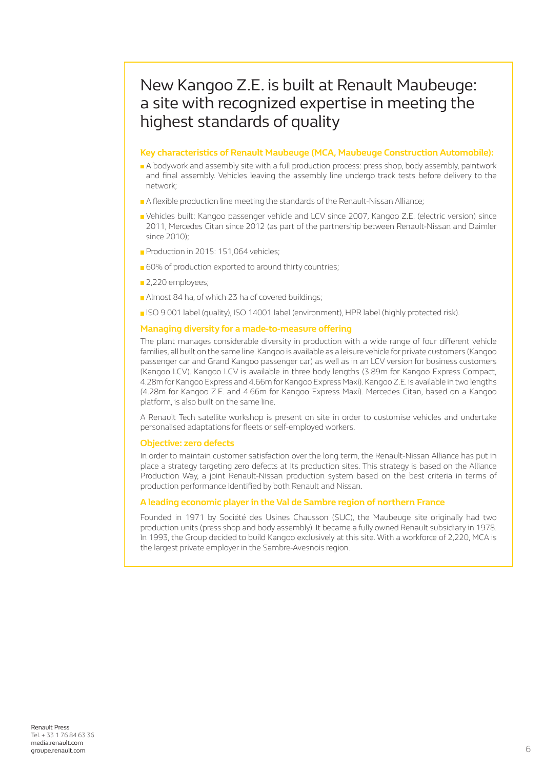# New Kangoo Z.E. is built at Renault Maubeuge: a site with recognized expertise in meeting the highest standards of quality

## Key characteristics of Renault Maubeuge (MCA, Maubeuge Construction Automobile):

- A bodywork and assembly site with a full production process: press shop, body assembly, paintwork and final assembly. Vehicles leaving the assembly line undergo track tests before delivery to the network;
- A flexible production line meeting the standards of the Renault-Nissan Alliance;
- Vehicles built: Kangoo passenger vehicle and LCV since 2007, Kangoo Z.E. (electric version) since 2011, Mercedes Citan since 2012 (as part of the partnership between Renault-Nissan and Daimler since 2010);
- Production in 2015: 151,064 vehicles;
- 60% of production exported to around thirty countries;
- 2,220 employees;
- Almost 84 ha, of which 23 ha of covered buildings;
- ISO 9 001 label (quality), ISO 14001 label (environment), HPR label (highly protected risk).

## Managing diversity for a made-to-measure offering

The plant manages considerable diversity in production with a wide range of four different vehicle families, all built on the same line. Kangoo is available as a leisure vehicle for private customers (Kangoo passenger car and Grand Kangoo passenger car) as well as in an LCV version for business customers (Kangoo LCV). Kangoo LCV is available in three body lengths (3.89m for Kangoo Express Compact, 4.28m for Kangoo Express and 4.66m for Kangoo Express Maxi). Kangoo Z.E. is available in two lengths (4.28m for Kangoo Z.E. and 4.66m for Kangoo Express Maxi). Mercedes Citan, based on a Kangoo platform, is also built on the same line.

A Renault Tech satellite workshop is present on site in order to customise vehicles and undertake personalised adaptations for fleets or self-employed workers.

## Objective: zero defects

In order to maintain customer satisfaction over the long term, the Renault-Nissan Alliance has put in place a strategy targeting zero defects at its production sites. This strategy is based on the Alliance Production Way, a joint Renault-Nissan production system based on the best criteria in terms of production performance identified by both Renault and Nissan.

## A leading economic player in the Val de Sambre region of northern France

Founded in 1971 by Société des Usines Chausson (SUC), the Maubeuge site originally had two production units (press shop and body assembly). It became a fully owned Renault subsidiary in 1978. In 1993, the Group decided to build Kangoo exclusively at this site. With a workforce of 2,220, MCA is the largest private employer in the Sambre-Avesnois region.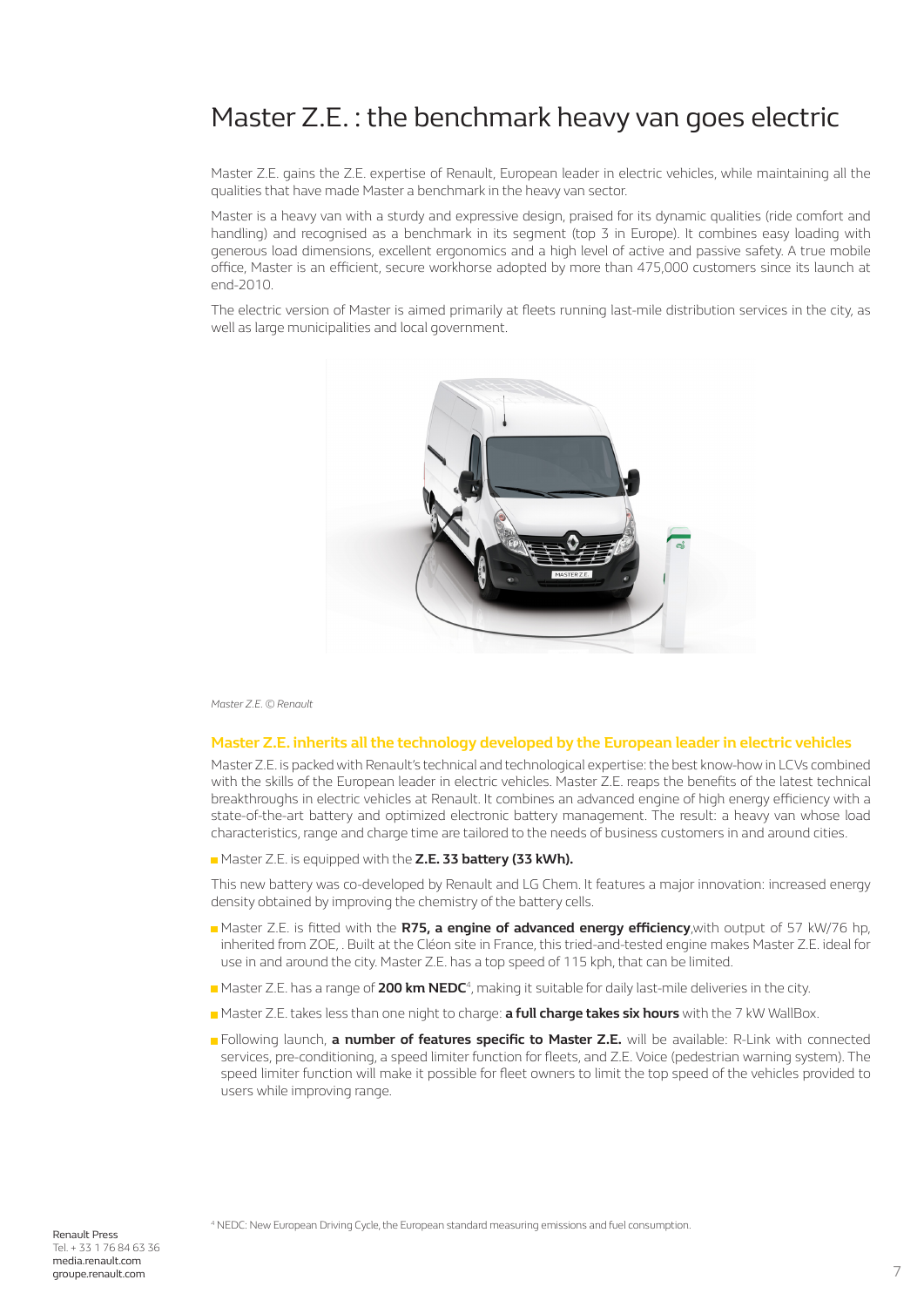# Master Z.E. : the benchmark heavy van goes electric

Master Z.E. gains the Z.E. expertise of Renault, European leader in electric vehicles, while maintaining all the qualities that have made Master a benchmark in the heavy van sector.

Master is a heavy van with a sturdy and expressive design, praised for its dynamic qualities (ride comfort and handling) and recognised as a benchmark in its segment (top 3 in Europe). It combines easy loading with generous load dimensions, excellent ergonomics and a high level of active and passive safety. A true mobile office, Master is an efficient, secure workhorse adopted by more than 475,000 customers since its launch at end-2010.

The electric version of Master is aimed primarily at fleets running last-mile distribution services in the city, as well as large municipalities and local government.

*Master Z.E. © Renault*

## Master Z.E. inherits all the technology developed by the European leader in electric vehicles

Master Z.E. is packed with Renault's technical and technological expertise: the best know-how in LCVs combined with the skills of the European leader in electric vehicles. Master Z.E. reaps the benefits of the latest technical breakthroughs in electric vehicles at Renault. It combines an advanced engine of high energy efficiency with a state-of-the-art battery and optimized electronic battery management. The result: a heavy van whose load characteristics, range and charge time are tailored to the needs of business customers in and around cities.

- Master Z.E. is equipped with the **Z.E. 33 battery (33 kWh).**

This new battery was co-developed by Renault and LG Chem. It features a major innovation: increased energy density obtained by improving the chemistry of the battery cells.

- Master Z.E. is fitted with the **R75, a engine of advanced energy efficiency**,with output of 57 kW/76 hp, inherited from ZOE, . Built at the Cléon site in France, this tried-and-tested engine makes Master Z.E. ideal for use in and around the city. Master Z.E. has a top speed of 115 kph, that can be limited.
- Master Z.E. has a range of **200 km NEDC**[4], making it suitable for daily last-mile deliveries in the city.
- Master Z.E. takes less than one night to charge: **a full charge takes six hours** with the 7 kW WallBox.
- Following launch, **a number of features specific to Master Z.E.** will be available: R-Link with connected services, pre-conditioning, a speed limiter function for fleets, and Z.E. Voice (pedestrian warning system). The speed limiter function will make it possible for fleet owners to limit the top speed of the vehicles provided to users while improving range.

[4] NEDC: New European Driving Cycle, the European standard measuring emissions and fuel consumption.

Renault Press
Tel. + 33 1 76 84 63 36
media.renault.com
groupe.renault.com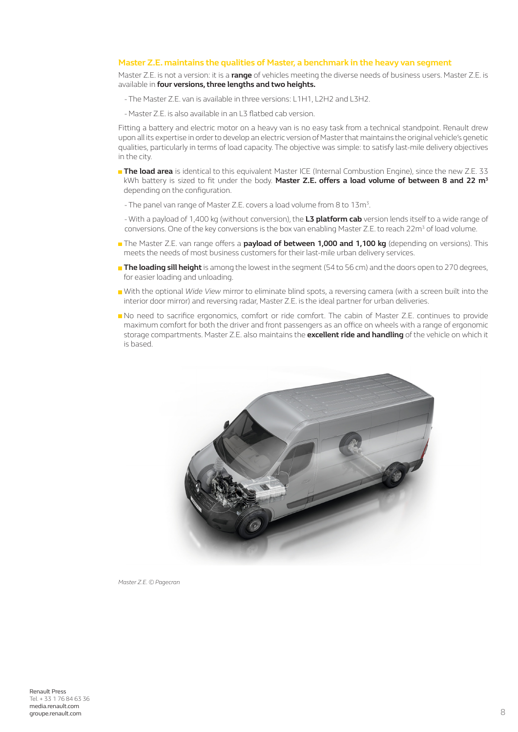## Master Z.E. maintains the qualities of Master, a benchmark in the heavy van segment

Master Z.E. is not a version: it is a **range** of vehicles meeting the diverse needs of business users. Master Z.E. is available in **four versions, three lengths and two heights.**

- The Master Z.E. van is available in three versions: L1H1, L2H2 and L3H2.
- Master Z.E. is also available in an L3 flatbed cab version.

Fitting a battery and electric motor on a heavy van is no easy task from a technical standpoint. Renault drew upon all its expertise in order to develop an electric version of Master that maintains the original vehicle's genetic qualities, particularly in terms of load capacity. The objective was simple: to satisfy last-mile delivery objectives in the city.

- **The load area** is identical to this equivalent Master ICE (Internal Combustion Engine), since the new Z.E. 33 kWh battery is sized to fit under the body. **Master Z.E. offers a load volume of between 8 and 22 m³** depending on the configuration.
  - The panel van range of Master Z.E. covers a load volume from 8 to 13m³.
  - With a payload of 1,400 kg (without conversion), the **L3 platform cab** version lends itself to a wide range of conversions. One of the key conversions is the box van enabling Master Z.E. to reach 22m³ of load volume.
- The Master Z.E. van range offers a **payload of between 1,000 and 1,100 kg** (depending on versions). This meets the needs of most business customers for their last-mile urban delivery services.
- **The loading sill height** is among the lowest in the segment (54 to 56 cm) and the doors open to 270 degrees, for easier loading and unloading.
- With the optional *Wide View* mirror to eliminate blind spots, a reversing camera (with a screen built into the interior door mirror) and reversing radar, Master Z.E. is the ideal partner for urban deliveries.
- No need to sacrifice ergonomics, comfort or ride comfort. The cabin of Master Z.E. continues to provide maximum comfort for both the driver and front passengers as an office on wheels with a range of ergonomic storage compartments. Master Z.E. also maintains the **excellent ride and handling** of the vehicle on which it is based.

*Master Z.E. © Pagecran*

Renault Press
Tel. + 33 1 76 84 63 36
media.renault.com
groupe.renault.com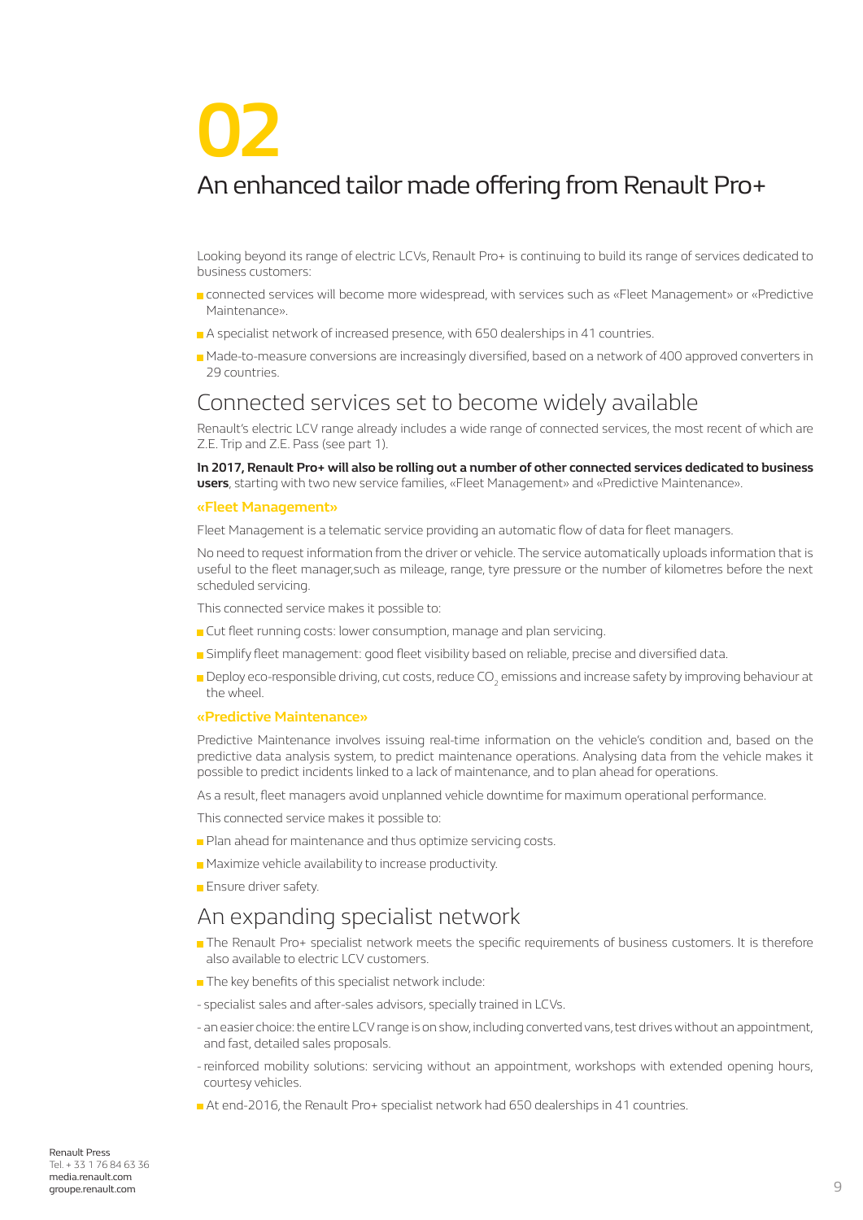# 02

# An enhanced tailor made offering from Renault Pro+

Looking beyond its range of electric LCVs, Renault Pro+ is continuing to build its range of services dedicated to business customers:

- connected services will become more widespread, with services such as «Fleet Management» or «Predictive Maintenance».
- A specialist network of increased presence, with 650 dealerships in 41 countries.
- Made-to-measure conversions are increasingly diversified, based on a network of 400 approved converters in 29 countries.

## Connected services set to become widely available

Renault's electric LCV range already includes a wide range of connected services, the most recent of which are Z.E. Trip and Z.E. Pass (see part 1).

**In 2017, Renault Pro+ will also be rolling out a number of other connected services dedicated to business users**, starting with two new service families, «Fleet Management» and «Predictive Maintenance».

### «Fleet Management»

Fleet Management is a telematic service providing an automatic flow of data for fleet managers.

No need to request information from the driver or vehicle. The service automatically uploads information that is useful to the fleet manager,such as mileage, range, tyre pressure or the number of kilometres before the next scheduled servicing.

This connected service makes it possible to:

- Cut fleet running costs: lower consumption, manage and plan servicing.
- Simplify fleet management: good fleet visibility based on reliable, precise and diversified data.
- Deploy eco-responsible driving, cut costs, reduce $CO_2$ emissions and increase safety by improving behaviour at the wheel.

### «Predictive Maintenance»

Predictive Maintenance involves issuing real-time information on the vehicle's condition and, based on the predictive data analysis system, to predict maintenance operations. Analysing data from the vehicle makes it possible to predict incidents linked to a lack of maintenance, and to plan ahead for operations.

As a result, fleet managers avoid unplanned vehicle downtime for maximum operational performance.

This connected service makes it possible to:

- Plan ahead for maintenance and thus optimize servicing costs.
- Maximize vehicle availability to increase productivity.
- Ensure driver safety.

## An expanding specialist network

- The Renault Pro+ specialist network meets the specific requirements of business customers. It is therefore also available to electric LCV customers.
- The key benefits of this specialist network include:

- specialist sales and after-sales advisors, specially trained in LCVs.
- an easier choice: the entire LCV range is on show, including converted vans, test drives without an appointment, and fast, detailed sales proposals.
- reinforced mobility solutions: servicing without an appointment, workshops with extended opening hours, courtesy vehicles.

- At end-2016, the Renault Pro+ specialist network had 650 dealerships in 41 countries.

Renault Press
Tel. + 33 1 76 84 63 36
media.renault.com
groupe.renault.com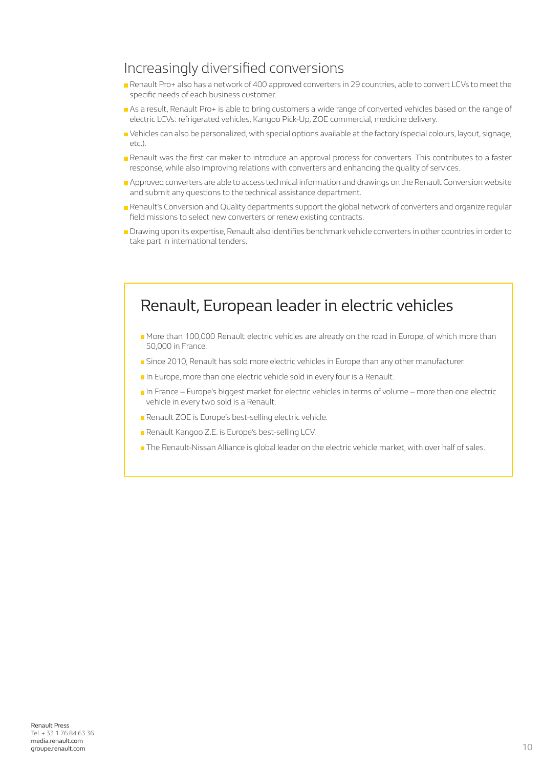## Increasingly diversified conversions

- Renault Pro+ also has a network of 400 approved converters in 29 countries, able to convert LCVs to meet the specific needs of each business customer.
- As a result, Renault Pro+ is able to bring customers a wide range of converted vehicles based on the range of electric LCVs: refrigerated vehicles, Kangoo Pick-Up, ZOE commercial, medicine delivery.
- Vehicles can also be personalized, with special options available at the factory (special colours, layout, signage, etc.).
- Renault was the first car maker to introduce an approval process for converters. This contributes to a faster response, while also improving relations with converters and enhancing the quality of services.
- Approved converters are able to access technical information and drawings on the Renault Conversion website and submit any questions to the technical assistance department.
- Renault's Conversion and Quality departments support the global network of converters and organize regular field missions to select new converters or renew existing contracts.
- Drawing upon its expertise, Renault also identifies benchmark vehicle converters in other countries in order to take part in international tenders.

## Renault, European leader in electric vehicles

- More than 100,000 Renault electric vehicles are already on the road in Europe, of which more than 50,000 in France.
- Since 2010, Renault has sold more electric vehicles in Europe than any other manufacturer.
- In Europe, more than one electric vehicle sold in every four is a Renault.
- In France – Europe's biggest market for electric vehicles in terms of volume – more then one electric vehicle in every two sold is a Renault.
- Renault ZOE is Europe's best-selling electric vehicle.
- Renault Kangoo Z.E. is Europe's best-selling LCV.
- The Renault-Nissan Alliance is global leader on the electric vehicle market, with over half of sales.

Renault Press
Tel. + 33 1 76 84 63 36
media.renault.com
groupe.renault.com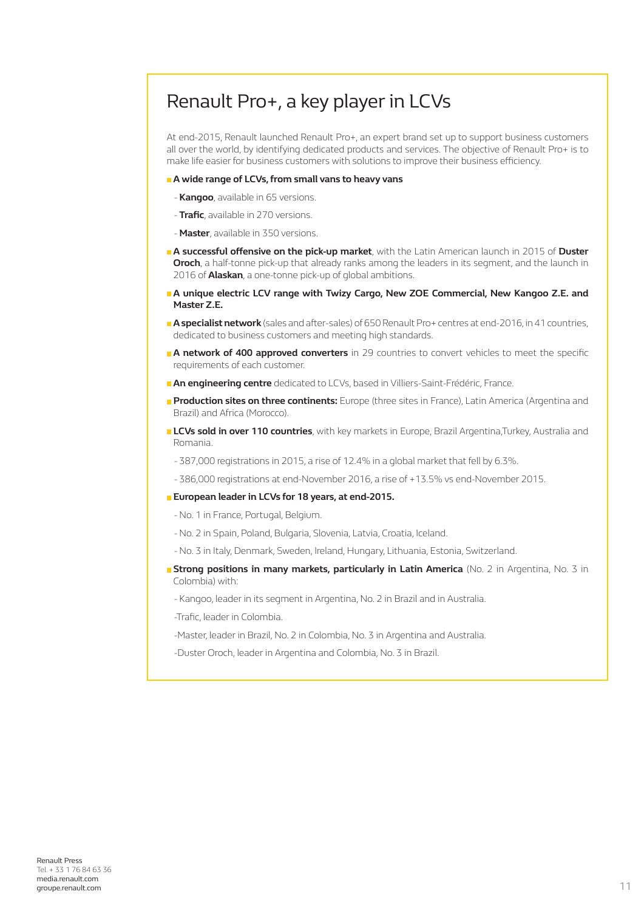# Renault Pro+, a key player in LCVs

At end-2015, Renault launched Renault Pro+, an expert brand set up to support business customers all over the world, by identifying dedicated products and services. The objective of Renault Pro+ is to make life easier for business customers with solutions to improve their business efficiency.

- **A wide range of LCVs, from small vans to heavy vans**
  - **Kangoo**, available in 65 versions.
  - **Trafic**, available in 270 versions.
  - **Master**, available in 350 versions.
- **A successful offensive on the pick-up market**, with the Latin American launch in 2015 of **Duster Oroch**, a half-tonne pick-up that already ranks among the leaders in its segment, and the launch in 2016 of **Alaskan**, a one-tonne pick-up of global ambitions.
- **A unique electric LCV range with Twizy Cargo, New ZOE Commercial, New Kangoo Z.E. and Master Z.E.**
- **A specialist network** (sales and after-sales) of 650 Renault Pro+ centres at end-2016, in 41 countries, dedicated to business customers and meeting high standards.
- **A network of 400 approved converters** in 29 countries to convert vehicles to meet the specific requirements of each customer.
- **An engineering centre** dedicated to LCVs, based in Villiers-Saint-Frédéric, France.
- **Production sites on three continents:** Europe (three sites in France), Latin America (Argentina and Brazil) and Africa (Morocco).
- **LCVs sold in over 110 countries**, with key markets in Europe, Brazil Argentina,Turkey, Australia and Romania.
  - 387,000 registrations in 2015, a rise of 12.4% in a global market that fell by 6.3%.
  - 386,000 registrations at end-November 2016, a rise of +13.5% vs end-November 2015.
- **European leader in LCVs for 18 years, at end-2015.**
  - No. 1 in France, Portugal, Belgium.
  - No. 2 in Spain, Poland, Bulgaria, Slovenia, Latvia, Croatia, Iceland.
  - No. 3 in Italy, Denmark, Sweden, Ireland, Hungary, Lithuania, Estonia, Switzerland.
- **Strong positions in many markets, particularly in Latin America** (No. 2 in Argentina, No. 3 in Colombia) with:
  - Kangoo, leader in its segment in Argentina, No. 2 in Brazil and in Australia.
  - Trafic, leader in Colombia.
  - Master, leader in Brazil, No. 2 in Colombia, No. 3 in Argentina and Australia.
  - Duster Oroch, leader in Argentina and Colombia, No. 3 in Brazil.

Renault Press
Tel. + 33 1 76 84 63 36
media.renault.com
groupe.renault.com